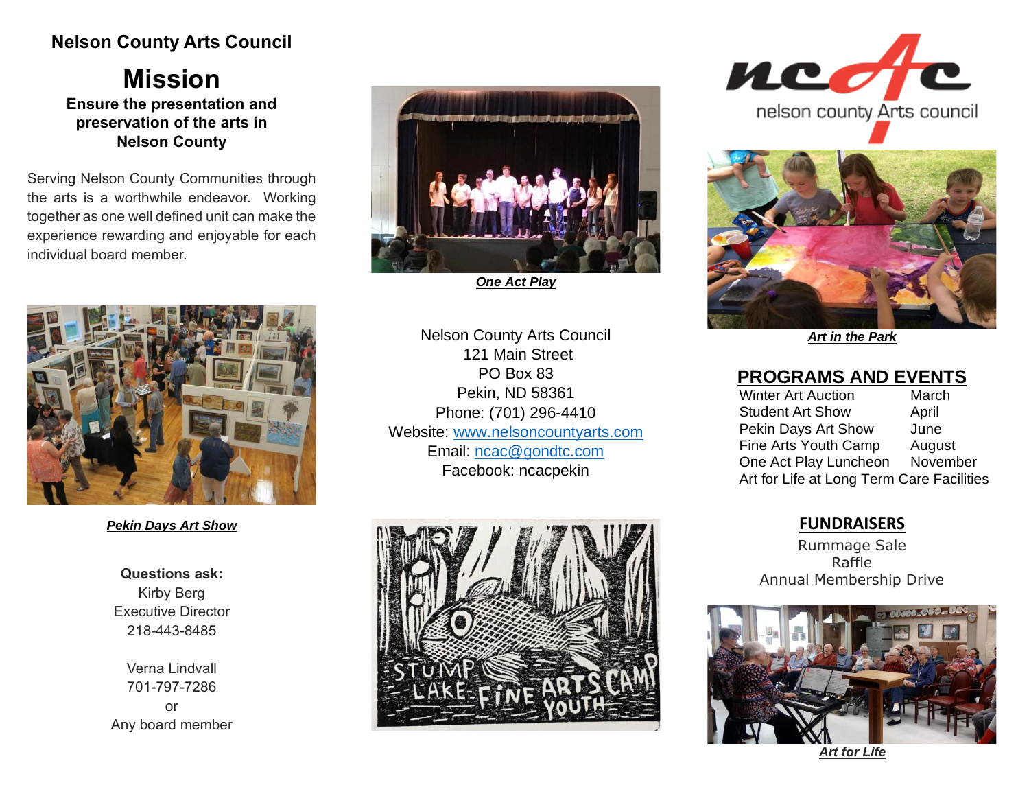# Nelson County Arts Council

## Mission

**Ensure the presentation and preservation of the arts in Nelson County**

Serving Nelson County Communities through the arts is a worthwhile endeavor. Working together as one well defined unit can make the experience rewarding and enjoyable for each individual board member.

***Pekin Days Art Show***

**Questions ask:**

Kirby Berg
Executive Director
218-443-8485

Verna Lindvall
701-797-7286
or
Any board member

***One Act Play***

Nelson County Arts Council
121 Main Street
PO Box 83
Pekin, ND 58361
Phone: (701) 296-4410
Website: www.nelsoncountyarts.com
Email: ncac@gondtc.com
Facebook: ncacpekin

ncac
nelson county Arts council

***Art in the Park***

## PROGRAMS AND EVENTS

| | |
|---|---|
| Winter Art Auction | March |
| Student Art Show | April |
| Pekin Days Art Show | June |
| Fine Arts Youth Camp | August |
| One Act Play Luncheon | November |
| Art for Life at Long Term Care Facilities | |

## FUNDRAISERS

Rummage Sale
Raffle
Annual Membership Drive

***Art for Life***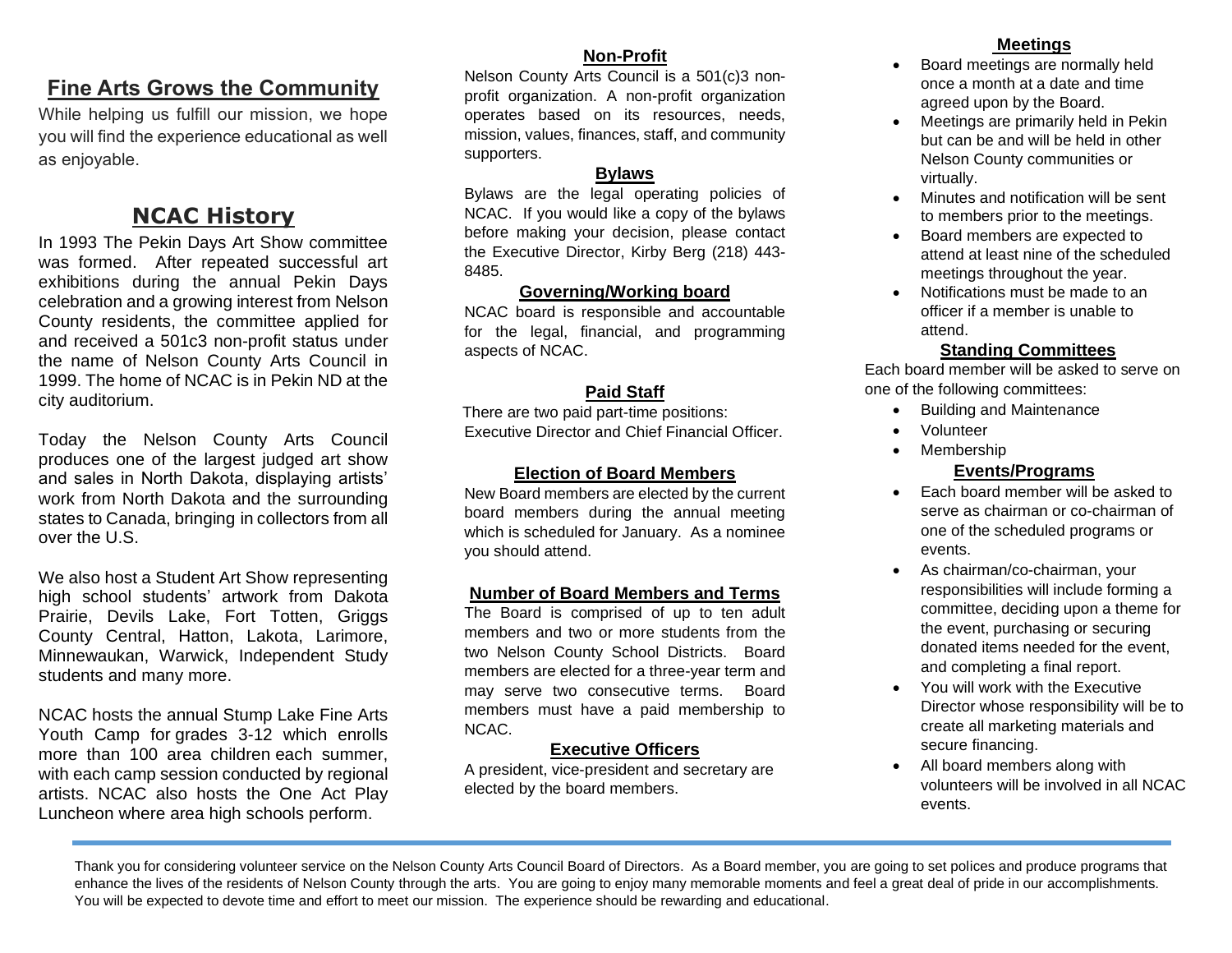## Fine Arts Grows the Community

While helping us fulfill our mission, we hope you will find the experience educational as well as enjoyable.

## NCAC History

In 1993 The Pekin Days Art Show committee was formed. After repeated successful art exhibitions during the annual Pekin Days celebration and a growing interest from Nelson County residents, the committee applied for and received a 501c3 non-profit status under the name of Nelson County Arts Council in 1999. The home of NCAC is in Pekin ND at the city auditorium.

Today the Nelson County Arts Council produces one of the largest judged art show and sales in North Dakota, displaying artists' work from North Dakota and the surrounding states to Canada, bringing in collectors from all over the U.S.

We also host a Student Art Show representing high school students' artwork from Dakota Prairie, Devils Lake, Fort Totten, Griggs County Central, Hatton, Lakota, Larimore, Minnewaukan, Warwick, Independent Study students and many more.

NCAC hosts the annual Stump Lake Fine Arts Youth Camp for grades 3-12 which enrolls more than 100 area children each summer, with each camp session conducted by regional artists. NCAC also hosts the One Act Play Luncheon where area high schools perform.

### Non-Profit

Nelson County Arts Council is a 501(c)3 non-profit organization. A non-profit organization operates based on its resources, needs, mission, values, finances, staff, and community supporters.

### Bylaws

Bylaws are the legal operating policies of NCAC. If you would like a copy of the bylaws before making your decision, please contact the Executive Director, Kirby Berg (218) 443-8485.

### Governing/Working board

NCAC board is responsible and accountable for the legal, financial, and programming aspects of NCAC.

### Paid Staff

There are two paid part-time positions: Executive Director and Chief Financial Officer.

### Election of Board Members

New Board members are elected by the current board members during the annual meeting which is scheduled for January. As a nominee you should attend.

### Number of Board Members and Terms

The Board is comprised of up to ten adult members and two or more students from the two Nelson County School Districts. Board members are elected for a three-year term and may serve two consecutive terms. Board members must have a paid membership to NCAC.

### Executive Officers

A president, vice-president and secretary are elected by the board members.

### Meetings

- Board meetings are normally held once a month at a date and time agreed upon by the Board.
- Meetings are primarily held in Pekin but can be and will be held in other Nelson County communities or virtually.
- Minutes and notification will be sent to members prior to the meetings.
- Board members are expected to attend at least nine of the scheduled meetings throughout the year.
- Notifications must be made to an officer if a member is unable to attend.

### Standing Committees

Each board member will be asked to serve on one of the following committees:

- Building and Maintenance
- Volunteer
- Membership

### Events/Programs

- Each board member will be asked to serve as chairman or co-chairman of one of the scheduled programs or events.
- As chairman/co-chairman, your responsibilities will include forming a committee, deciding upon a theme for the event, purchasing or securing donated items needed for the event, and completing a final report.
- You will work with the Executive Director whose responsibility will be to create all marketing materials and secure financing.
- All board members along with volunteers will be involved in all NCAC events.

---

Thank you for considering volunteer service on the Nelson County Arts Council Board of Directors. As a Board member, you are going to set polices and produce programs that enhance the lives of the residents of Nelson County through the arts. You are going to enjoy many memorable moments and feel a great deal of pride in our accomplishments. You will be expected to devote time and effort to meet our mission. The experience should be rewarding and educational.